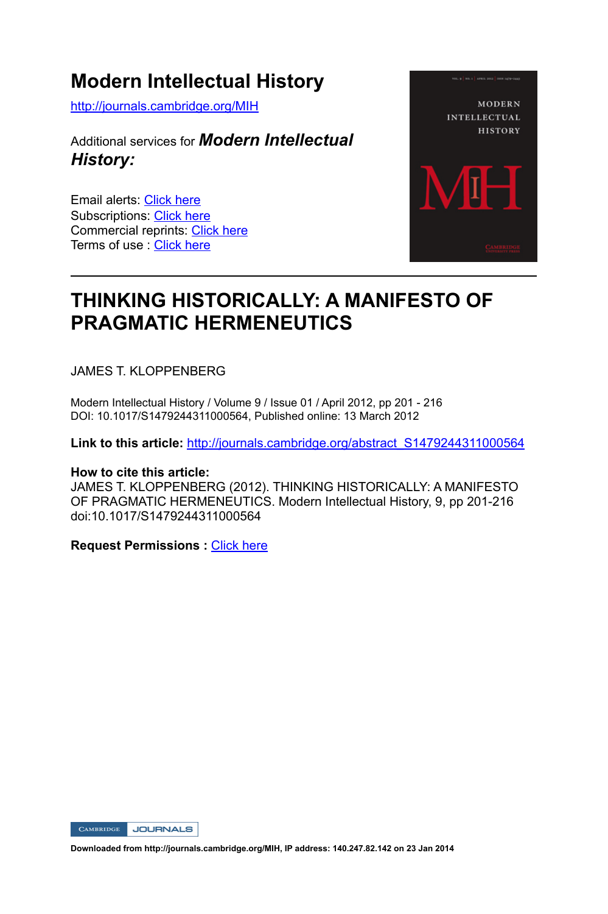# Modern Intellectual History

http://journals.cambridge.org/MIH

Additional services for ***Modern Intellectual History:***

Email alerts: Click here
Subscriptions: Click here
Commercial reprints: Click here
Terms of use : Click here

---

# THINKING HISTORICALLY: A MANIFESTO OF PRAGMATIC HERMENEUTICS

JAMES T. KLOPPENBERG

Modern Intellectual History / Volume 9 / Issue 01 / April 2012, pp 201 - 216
DOI: 10.1017/S1479244311000564, Published online: 13 March 2012

**Link to this article:** http://journals.cambridge.org/abstract_S1479244311000564

**How to cite this article:**
JAMES T. KLOPPENBERG (2012). THINKING HISTORICALLY: A MANIFESTO OF PRAGMATIC HERMENEUTICS. Modern Intellectual History, 9, pp 201-216 doi:10.1017/S1479244311000564

**Request Permissions :** Click here

**Downloaded from http://journals.cambridge.org/MIH, IP address: 140.247.82.142 on 23 Jan 2014**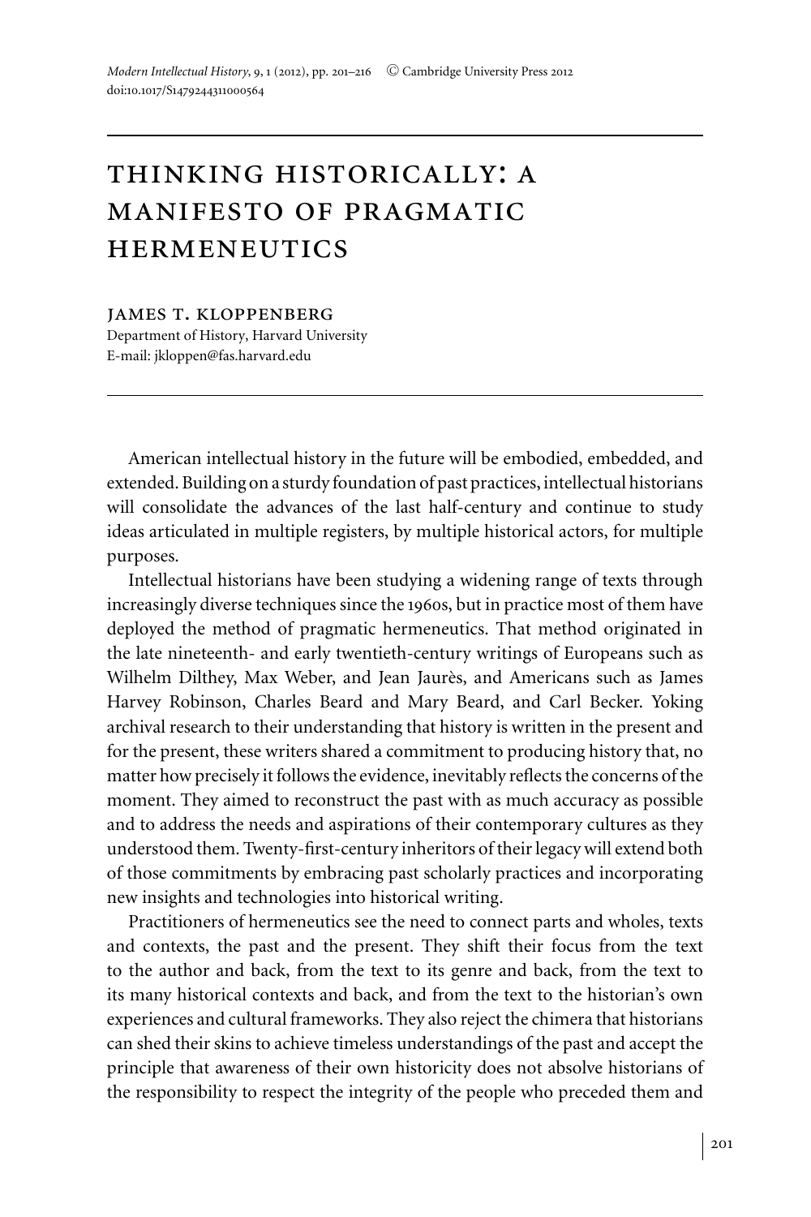# THINKING HISTORICALLY: A MANIFESTO OF PRAGMATIC HERMENEUTICS

JAMES T. KLOPPENBERG

Department of History, Harvard University

E-mail: jkloppen@fas.harvard.edu

American intellectual history in the future will be embodied, embedded, and extended. Building on a sturdy foundation of past practices, intellectual historians will consolidate the advances of the last half-century and continue to study ideas articulated in multiple registers, by multiple historical actors, for multiple purposes.

Intellectual historians have been studying a widening range of texts through increasingly diverse techniques since the 1960s, but in practice most of them have deployed the method of pragmatic hermeneutics. That method originated in the late nineteenth- and early twentieth-century writings of Europeans such as Wilhelm Dilthey, Max Weber, and Jean Jaurès, and Americans such as James Harvey Robinson, Charles Beard and Mary Beard, and Carl Becker. Yoking archival research to their understanding that history is written in the present and for the present, these writers shared a commitment to producing history that, no matter how precisely it follows the evidence, inevitably reflects the concerns of the moment. They aimed to reconstruct the past with as much accuracy as possible and to address the needs and aspirations of their contemporary cultures as they understood them. Twenty-first-century inheritors of their legacy will extend both of those commitments by embracing past scholarly practices and incorporating new insights and technologies into historical writing.

Practitioners of hermeneutics see the need to connect parts and wholes, texts and contexts, the past and the present. They shift their focus from the text to the author and back, from the text to its genre and back, from the text to its many historical contexts and back, and from the text to the historian's own experiences and cultural frameworks. They also reject the chimera that historians can shed their skins to achieve timeless understandings of the past and accept the principle that awareness of their own historicity does not absolve historians of the responsibility to respect the integrity of the people who preceded them and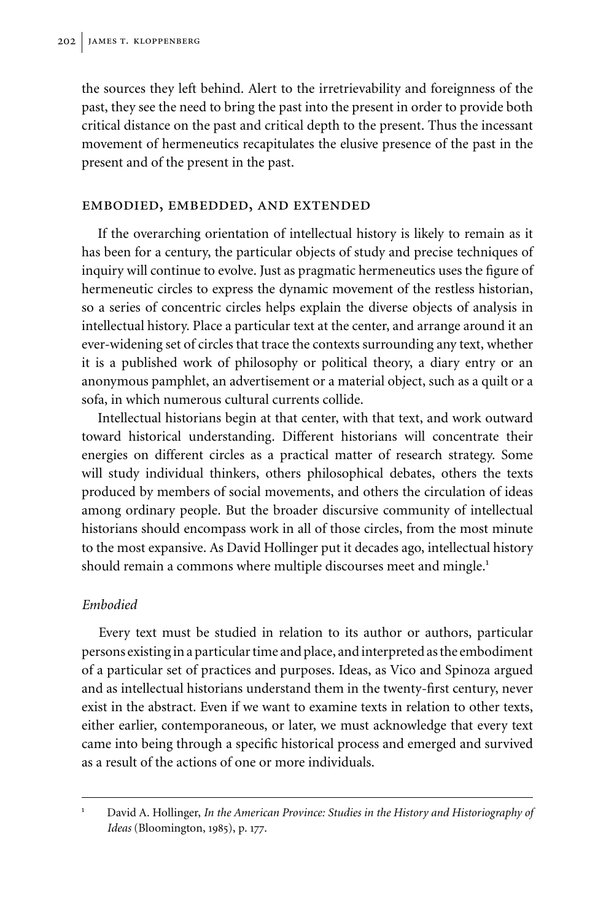the sources they left behind. Alert to the irretrievability and foreignness of the past, they see the need to bring the past into the present in order to provide both critical distance on the past and critical depth to the present. Thus the incessant movement of hermeneutics recapitulates the elusive presence of the past in the present and of the present in the past.

## EMBODIED, EMBEDDED, AND EXTENDED

If the overarching orientation of intellectual history is likely to remain as it has been for a century, the particular objects of study and precise techniques of inquiry will continue to evolve. Just as pragmatic hermeneutics uses the figure of hermeneutic circles to express the dynamic movement of the restless historian, so a series of concentric circles helps explain the diverse objects of analysis in intellectual history. Place a particular text at the center, and arrange around it an ever-widening set of circles that trace the contexts surrounding any text, whether it is a published work of philosophy or political theory, a diary entry or an anonymous pamphlet, an advertisement or a material object, such as a quilt or a sofa, in which numerous cultural currents collide.

Intellectual historians begin at that center, with that text, and work outward toward historical understanding. Different historians will concentrate their energies on different circles as a practical matter of research strategy. Some will study individual thinkers, others philosophical debates, others the texts produced by members of social movements, and others the circulation of ideas among ordinary people. But the broader discursive community of intellectual historians should encompass work in all of those circles, from the most minute to the most expansive. As David Hollinger put it decades ago, intellectual history should remain a commons where multiple discourses meet and mingle.[1]

### *Embodied*

Every text must be studied in relation to its author or authors, particular persons existing in a particular time and place, and interpreted as the embodiment of a particular set of practices and purposes. Ideas, as Vico and Spinoza argued and as intellectual historians understand them in the twenty-first century, never exist in the abstract. Even if we want to examine texts in relation to other texts, either earlier, contemporaneous, or later, we must acknowledge that every text came into being through a specific historical process and emerged and survived as a result of the actions of one or more individuals.

---

[1] David A. Hollinger, *In the American Province: Studies in the History and Historiography of Ideas* (Bloomington, 1985), p. 177.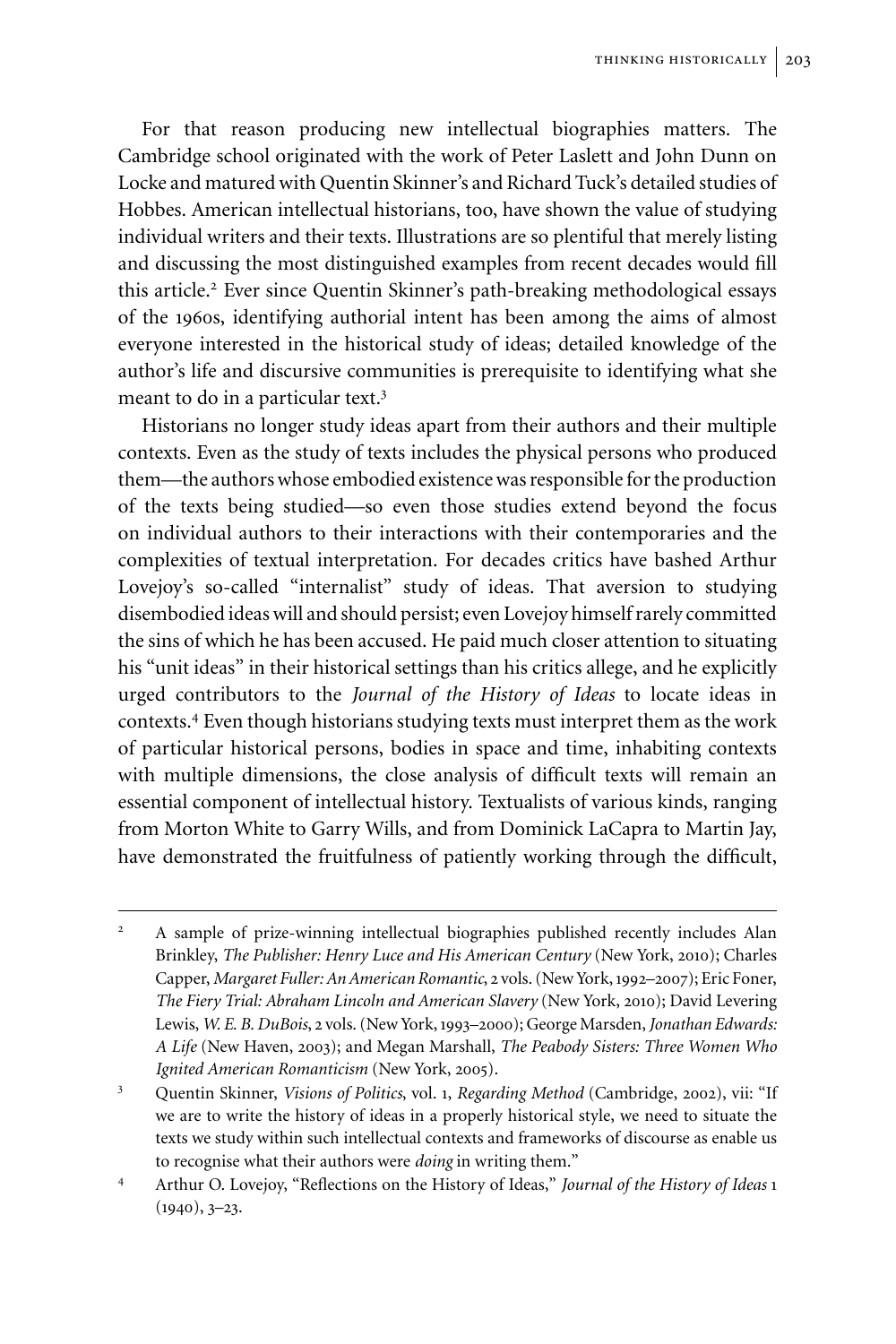For that reason producing new intellectual biographies matters. The Cambridge school originated with the work of Peter Laslett and John Dunn on Locke and matured with Quentin Skinner's and Richard Tuck's detailed studies of Hobbes. American intellectual historians, too, have shown the value of studying individual writers and their texts. Illustrations are so plentiful that merely listing and discussing the most distinguished examples from recent decades would fill this article.[2] Ever since Quentin Skinner's path-breaking methodological essays of the 1960s, identifying authorial intent has been among the aims of almost everyone interested in the historical study of ideas; detailed knowledge of the author's life and discursive communities is prerequisite to identifying what she meant to do in a particular text.[3]

Historians no longer study ideas apart from their authors and their multiple contexts. Even as the study of texts includes the physical persons who produced them—the authors whose embodied existence was responsible for the production of the texts being studied—so even those studies extend beyond the focus on individual authors to their interactions with their contemporaries and the complexities of textual interpretation. For decades critics have bashed Arthur Lovejoy's so-called "internalist" study of ideas. That aversion to studying disembodied ideas will and should persist; even Lovejoy himself rarely committed the sins of which he has been accused. He paid much closer attention to situating his "unit ideas" in their historical settings than his critics allege, and he explicitly urged contributors to the *Journal of the History of Ideas* to locate ideas in contexts.[4] Even though historians studying texts must interpret them as the work of particular historical persons, bodies in space and time, inhabiting contexts with multiple dimensions, the close analysis of difficult texts will remain an essential component of intellectual history. Textualists of various kinds, ranging from Morton White to Garry Wills, and from Dominick LaCapra to Martin Jay, have demonstrated the fruitfulness of patiently working through the difficult,

---

[2] A sample of prize-winning intellectual biographies published recently includes Alan Brinkley, *The Publisher: Henry Luce and His American Century* (New York, 2010); Charles Capper, *Margaret Fuller: An American Romantic*, 2 vols. (New York, 1992–2007); Eric Foner, *The Fiery Trial: Abraham Lincoln and American Slavery* (New York, 2010); David Levering Lewis, *W. E. B. DuBois*, 2 vols. (New York, 1993–2000); George Marsden, *Jonathan Edwards: A Life* (New Haven, 2003); and Megan Marshall, *The Peabody Sisters: Three Women Who Ignited American Romanticism* (New York, 2005).

[3] Quentin Skinner, *Visions of Politics*, vol. 1, *Regarding Method* (Cambridge, 2002), vii: "If we are to write the history of ideas in a properly historical style, we need to situate the texts we study within such intellectual contexts and frameworks of discourse as enable us to recognise what their authors were *doing* in writing them."

[4] Arthur O. Lovejoy, "Reflections on the History of Ideas," *Journal of the History of Ideas* 1 (1940), 3–23.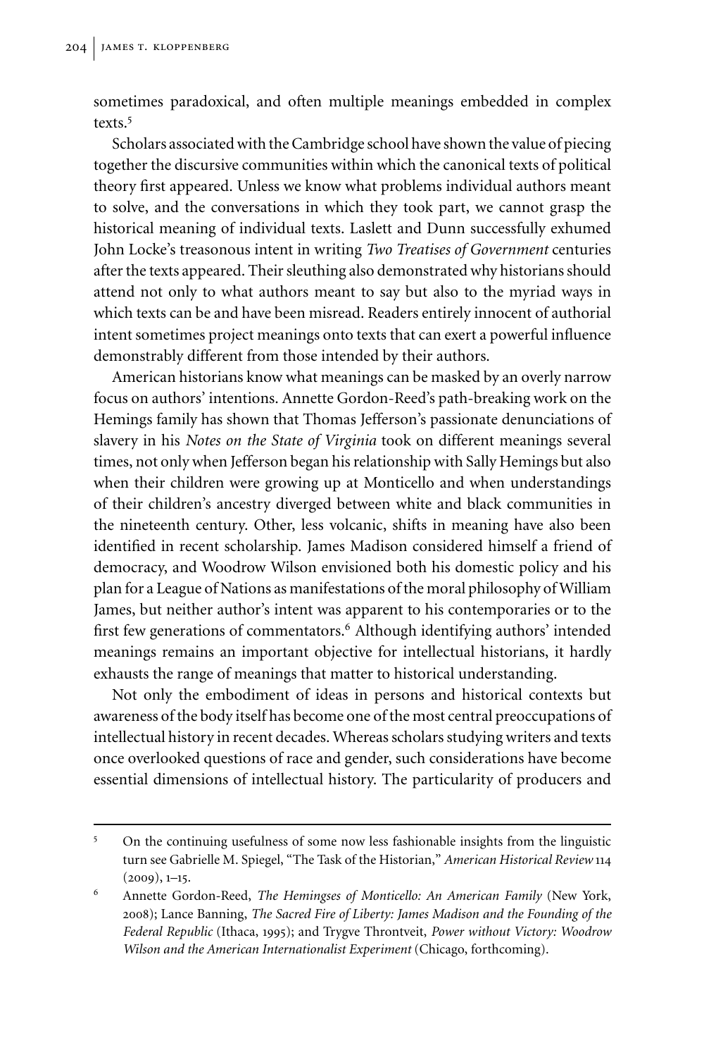sometimes paradoxical, and often multiple meanings embedded in complex texts.[5]

Scholars associated with the Cambridge school have shown the value of piecing together the discursive communities within which the canonical texts of political theory first appeared. Unless we know what problems individual authors meant to solve, and the conversations in which they took part, we cannot grasp the historical meaning of individual texts. Laslett and Dunn successfully exhumed John Locke's treasonous intent in writing *Two Treatises of Government* centuries after the texts appeared. Their sleuthing also demonstrated why historians should attend not only to what authors meant to say but also to the myriad ways in which texts can be and have been misread. Readers entirely innocent of authorial intent sometimes project meanings onto texts that can exert a powerful influence demonstrably different from those intended by their authors.

American historians know what meanings can be masked by an overly narrow focus on authors' intentions. Annette Gordon-Reed's path-breaking work on the Hemings family has shown that Thomas Jefferson's passionate denunciations of slavery in his *Notes on the State of Virginia* took on different meanings several times, not only when Jefferson began his relationship with Sally Hemings but also when their children were growing up at Monticello and when understandings of their children's ancestry diverged between white and black communities in the nineteenth century. Other, less volcanic, shifts in meaning have also been identified in recent scholarship. James Madison considered himself a friend of democracy, and Woodrow Wilson envisioned both his domestic policy and his plan for a League of Nations as manifestations of the moral philosophy of William James, but neither author's intent was apparent to his contemporaries or to the first few generations of commentators.[6] Although identifying authors' intended meanings remains an important objective for intellectual historians, it hardly exhausts the range of meanings that matter to historical understanding.

Not only the embodiment of ideas in persons and historical contexts but awareness of the body itself has become one of the most central preoccupations of intellectual history in recent decades. Whereas scholars studying writers and texts once overlooked questions of race and gender, such considerations have become essential dimensions of intellectual history. The particularity of producers and

---

[5] On the continuing usefulness of some now less fashionable insights from the linguistic turn see Gabrielle M. Spiegel, "The Task of the Historian," *American Historical Review* 114 (2009), 1–15.

[6] Annette Gordon-Reed, *The Hemingses of Monticello: An American Family* (New York, 2008); Lance Banning, *The Sacred Fire of Liberty: James Madison and the Founding of the Federal Republic* (Ithaca, 1995); and Trygve Throntveit, *Power without Victory: Woodrow Wilson and the American Internationalist Experiment* (Chicago, forthcoming).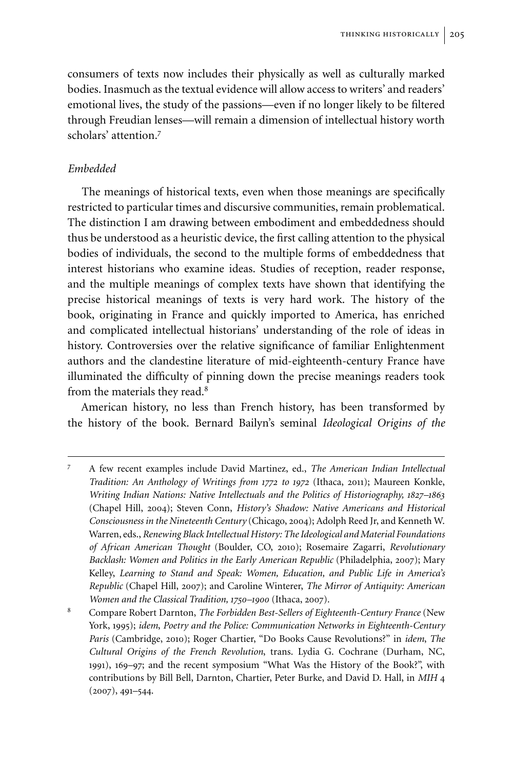consumers of texts now includes their physically as well as culturally marked bodies. Inasmuch as the textual evidence will allow access to writers' and readers' emotional lives, the study of the passions—even if no longer likely to be filtered through Freudian lenses—will remain a dimension of intellectual history worth scholars' attention.[7]

### *Embedded*

The meanings of historical texts, even when those meanings are specifically restricted to particular times and discursive communities, remain problematical. The distinction I am drawing between embodiment and embeddedness should thus be understood as a heuristic device, the first calling attention to the physical bodies of individuals, the second to the multiple forms of embeddedness that interest historians who examine ideas. Studies of reception, reader response, and the multiple meanings of complex texts have shown that identifying the precise historical meanings of texts is very hard work. The history of the book, originating in France and quickly imported to America, has enriched and complicated intellectual historians' understanding of the role of ideas in history. Controversies over the relative significance of familiar Enlightenment authors and the clandestine literature of mid-eighteenth-century France have illuminated the difficulty of pinning down the precise meanings readers took from the materials they read.[8]

American history, no less than French history, has been transformed by the history of the book. Bernard Bailyn's seminal *Ideological Origins of the*

---

[7] A few recent examples include David Martinez, ed., *The American Indian Intellectual Tradition: An Anthology of Writings from 1772 to 1972* (Ithaca, 2011); Maureen Konkle, *Writing Indian Nations: Native Intellectuals and the Politics of Historiography, 1827–1863* (Chapel Hill, 2004); Steven Conn, *History's Shadow: Native Americans and Historical Consciousness in the Nineteenth Century* (Chicago, 2004); Adolph Reed Jr, and Kenneth W. Warren, eds., *Renewing Black Intellectual History: The Ideological and Material Foundations of African American Thought* (Boulder, CO, 2010); Rosemaire Zagarri, *Revolutionary Backlash: Women and Politics in the Early American Republic* (Philadelphia, 2007); Mary Kelley, *Learning to Stand and Speak: Women, Education, and Public Life in America's Republic* (Chapel Hill, 2007); and Caroline Winterer, *The Mirror of Antiquity: American Women and the Classical Tradition, 1750–1900* (Ithaca, 2007).

[8] Compare Robert Darnton, *The Forbidden Best-Sellers of Eighteenth-Century France* (New York, 1995); *idem*, *Poetry and the Police: Communication Networks in Eighteenth-Century Paris* (Cambridge, 2010); Roger Chartier, "Do Books Cause Revolutions?" in *idem*, *The Cultural Origins of the French Revolution*, trans. Lydia G. Cochrane (Durham, NC, 1991), 169–97; and the recent symposium "What Was the History of the Book?", with contributions by Bill Bell, Darnton, Chartier, Peter Burke, and David D. Hall, in *MIH* 4 (2007), 491–544.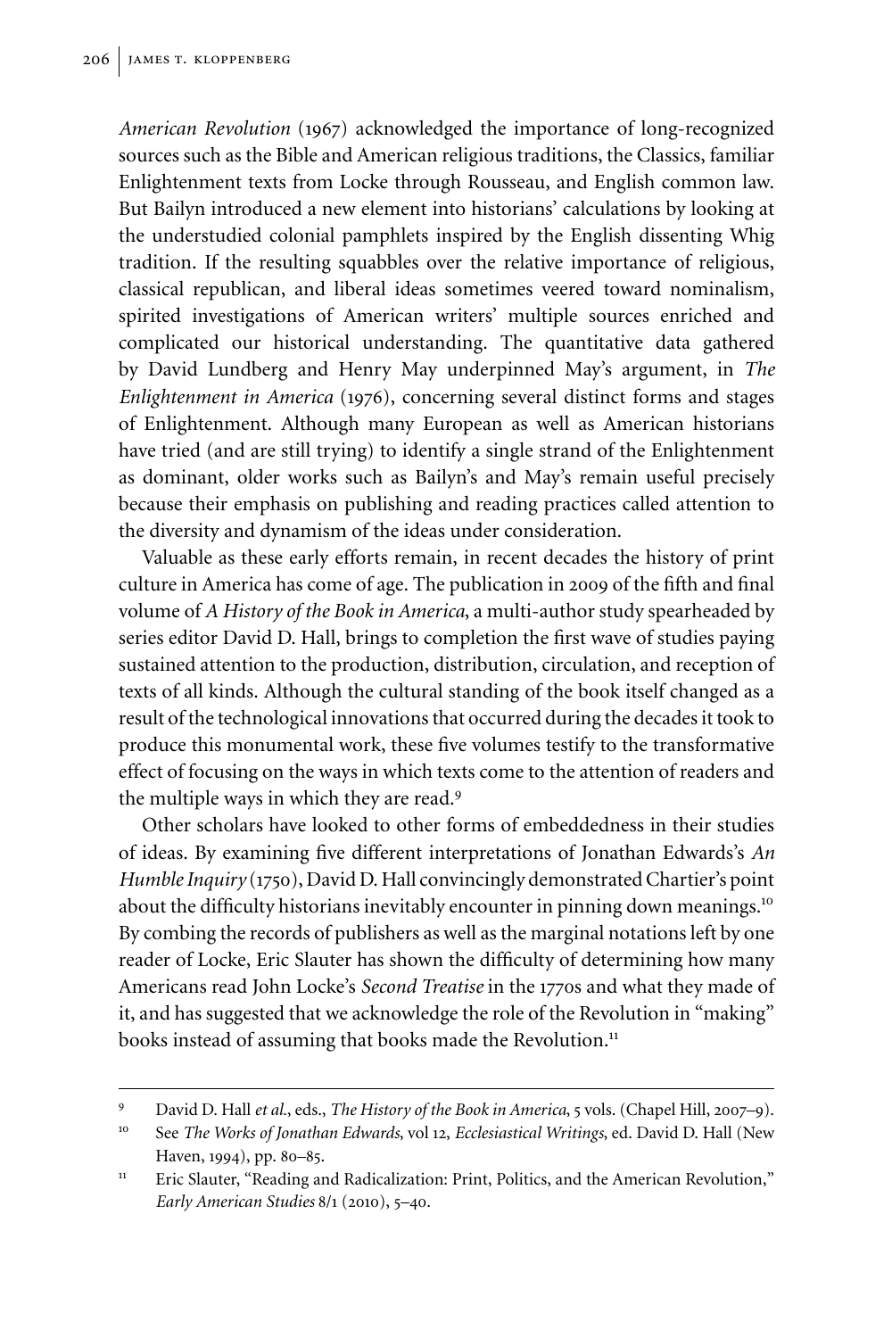*American Revolution* (1967) acknowledged the importance of long-recognized sources such as the Bible and American religious traditions, the Classics, familiar Enlightenment texts from Locke through Rousseau, and English common law. But Bailyn introduced a new element into historians' calculations by looking at the understudied colonial pamphlets inspired by the English dissenting Whig tradition. If the resulting squabbles over the relative importance of religious, classical republican, and liberal ideas sometimes veered toward nominalism, spirited investigations of American writers' multiple sources enriched and complicated our historical understanding. The quantitative data gathered by David Lundberg and Henry May underpinned May's argument, in *The Enlightenment in America* (1976), concerning several distinct forms and stages of Enlightenment. Although many European as well as American historians have tried (and are still trying) to identify a single strand of the Enlightenment as dominant, older works such as Bailyn's and May's remain useful precisely because their emphasis on publishing and reading practices called attention to the diversity and dynamism of the ideas under consideration.

Valuable as these early efforts remain, in recent decades the history of print culture in America has come of age. The publication in 2009 of the fifth and final volume of *A History of the Book in America*, a multi-author study spearheaded by series editor David D. Hall, brings to completion the first wave of studies paying sustained attention to the production, distribution, circulation, and reception of texts of all kinds. Although the cultural standing of the book itself changed as a result of the technological innovations that occurred during the decades it took to produce this monumental work, these five volumes testify to the transformative effect of focusing on the ways in which texts come to the attention of readers and the multiple ways in which they are read.[9]

Other scholars have looked to other forms of embeddedness in their studies of ideas. By examining five different interpretations of Jonathan Edwards's *An Humble Inquiry* (1750), David D. Hall convincingly demonstrated Chartier's point about the difficulty historians inevitably encounter in pinning down meanings.[10] By combing the records of publishers as well as the marginal notations left by one reader of Locke, Eric Slauter has shown the difficulty of determining how many Americans read John Locke's *Second Treatise* in the 1770s and what they made of it, and has suggested that we acknowledge the role of the Revolution in "making" books instead of assuming that books made the Revolution.[11]

---

[9] David D. Hall *et al*., eds., *The History of the Book in America*, 5 vols. (Chapel Hill, 2007–9).

[10] See *The Works of Jonathan Edwards*, vol 12, *Ecclesiastical Writings*, ed. David D. Hall (New Haven, 1994), pp. 80–85.

[11] Eric Slauter, "Reading and Radicalization: Print, Politics, and the American Revolution," *Early American Studies* 8/1 (2010), 5–40.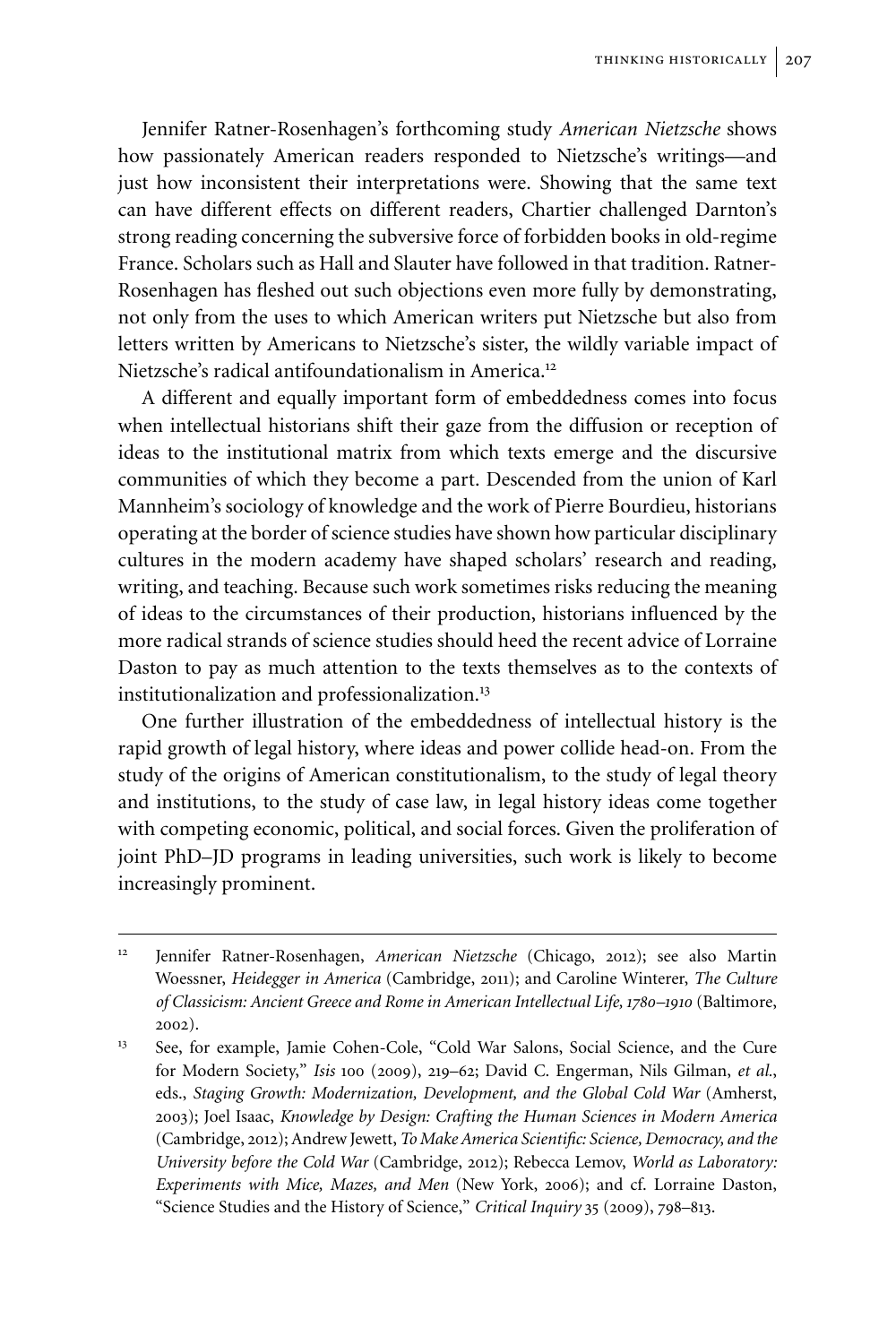Jennifer Ratner-Rosenhagen's forthcoming study *American Nietzsche* shows how passionately American readers responded to Nietzsche's writings—and just how inconsistent their interpretations were. Showing that the same text can have different effects on different readers, Chartier challenged Darnton's strong reading concerning the subversive force of forbidden books in old-regime France. Scholars such as Hall and Slauter have followed in that tradition. Ratner-Rosenhagen has fleshed out such objections even more fully by demonstrating, not only from the uses to which American writers put Nietzsche but also from letters written by Americans to Nietzsche's sister, the wildly variable impact of Nietzsche's radical antifoundationalism in America.[12]

A different and equally important form of embeddedness comes into focus when intellectual historians shift their gaze from the diffusion or reception of ideas to the institutional matrix from which texts emerge and the discursive communities of which they become a part. Descended from the union of Karl Mannheim's sociology of knowledge and the work of Pierre Bourdieu, historians operating at the border of science studies have shown how particular disciplinary cultures in the modern academy have shaped scholars' research and reading, writing, and teaching. Because such work sometimes risks reducing the meaning of ideas to the circumstances of their production, historians influenced by the more radical strands of science studies should heed the recent advice of Lorraine Daston to pay as much attention to the texts themselves as to the contexts of institutionalization and professionalization.[13]

One further illustration of the embeddedness of intellectual history is the rapid growth of legal history, where ideas and power collide head-on. From the study of the origins of American constitutionalism, to the study of legal theory and institutions, to the study of case law, in legal history ideas come together with competing economic, political, and social forces. Given the proliferation of joint PhD–JD programs in leading universities, such work is likely to become increasingly prominent.

---

[12] Jennifer Ratner-Rosenhagen, *American Nietzsche* (Chicago, 2012); see also Martin Woessner, *Heidegger in America* (Cambridge, 2011); and Caroline Winterer, *The Culture of Classicism: Ancient Greece and Rome in American Intellectual Life, 1780–1910* (Baltimore, 2002).

[13] See, for example, Jamie Cohen-Cole, "Cold War Salons, Social Science, and the Cure for Modern Society," *Isis* 100 (2009), 219–62; David C. Engerman, Nils Gilman, *et al.*, eds., *Staging Growth: Modernization, Development, and the Global Cold War* (Amherst, 2003); Joel Isaac, *Knowledge by Design: Crafting the Human Sciences in Modern America* (Cambridge, 2012); Andrew Jewett, *To Make America Scientific: Science, Democracy, and the University before the Cold War* (Cambridge, 2012); Rebecca Lemov, *World as Laboratory: Experiments with Mice, Mazes, and Men* (New York, 2006); and cf. Lorraine Daston, "Science Studies and the History of Science," *Critical Inquiry* 35 (2009), 798–813.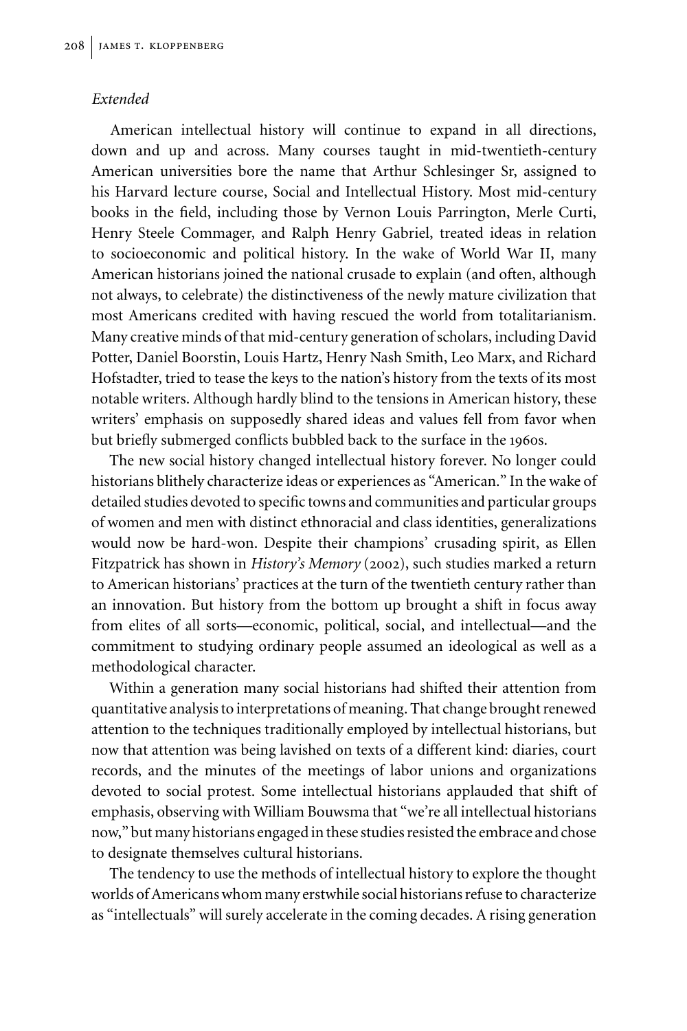*Extended*

American intellectual history will continue to expand in all directions, down and up and across. Many courses taught in mid-twentieth-century American universities bore the name that Arthur Schlesinger Sr, assigned to his Harvard lecture course, Social and Intellectual History. Most mid-century books in the field, including those by Vernon Louis Parrington, Merle Curti, Henry Steele Commager, and Ralph Henry Gabriel, treated ideas in relation to socioeconomic and political history. In the wake of World War II, many American historians joined the national crusade to explain (and often, although not always, to celebrate) the distinctiveness of the newly mature civilization that most Americans credited with having rescued the world from totalitarianism. Many creative minds of that mid-century generation of scholars, including David Potter, Daniel Boorstin, Louis Hartz, Henry Nash Smith, Leo Marx, and Richard Hofstadter, tried to tease the keys to the nation's history from the texts of its most notable writers. Although hardly blind to the tensions in American history, these writers' emphasis on supposedly shared ideas and values fell from favor when but briefly submerged conflicts bubbled back to the surface in the 1960s.

The new social history changed intellectual history forever. No longer could historians blithely characterize ideas or experiences as "American." In the wake of detailed studies devoted to specific towns and communities and particular groups of women and men with distinct ethnoracial and class identities, generalizations would now be hard-won. Despite their champions' crusading spirit, as Ellen Fitzpatrick has shown in *History's Memory* (2002), such studies marked a return to American historians' practices at the turn of the twentieth century rather than an innovation. But history from the bottom up brought a shift in focus away from elites of all sorts—economic, political, social, and intellectual—and the commitment to studying ordinary people assumed an ideological as well as a methodological character.

Within a generation many social historians had shifted their attention from quantitative analysis to interpretations of meaning. That change brought renewed attention to the techniques traditionally employed by intellectual historians, but now that attention was being lavished on texts of a different kind: diaries, court records, and the minutes of the meetings of labor unions and organizations devoted to social protest. Some intellectual historians applauded that shift of emphasis, observing with William Bouwsma that "we're all intellectual historians now," but many historians engaged in these studies resisted the embrace and chose to designate themselves cultural historians.

The tendency to use the methods of intellectual history to explore the thought worlds of Americans whom many erstwhile social historians refuse to characterize as "intellectuals" will surely accelerate in the coming decades. A rising generation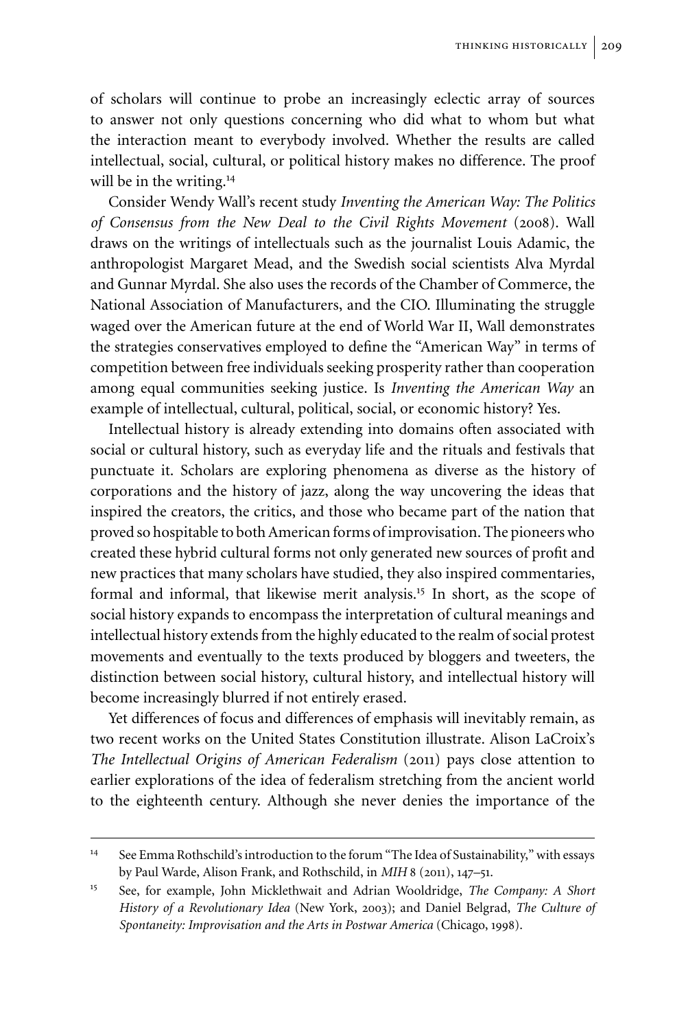of scholars will continue to probe an increasingly eclectic array of sources to answer not only questions concerning who did what to whom but what the interaction meant to everybody involved. Whether the results are called intellectual, social, cultural, or political history makes no difference. The proof will be in the writing.[14]

Consider Wendy Wall's recent study *Inventing the American Way: The Politics of Consensus from the New Deal to the Civil Rights Movement* (2008). Wall draws on the writings of intellectuals such as the journalist Louis Adamic, the anthropologist Margaret Mead, and the Swedish social scientists Alva Myrdal and Gunnar Myrdal. She also uses the records of the Chamber of Commerce, the National Association of Manufacturers, and the CIO. Illuminating the struggle waged over the American future at the end of World War II, Wall demonstrates the strategies conservatives employed to define the "American Way" in terms of competition between free individuals seeking prosperity rather than cooperation among equal communities seeking justice. Is *Inventing the American Way* an example of intellectual, cultural, political, social, or economic history? Yes.

Intellectual history is already extending into domains often associated with social or cultural history, such as everyday life and the rituals and festivals that punctuate it. Scholars are exploring phenomena as diverse as the history of corporations and the history of jazz, along the way uncovering the ideas that inspired the creators, the critics, and those who became part of the nation that proved so hospitable to both American forms of improvisation. The pioneers who created these hybrid cultural forms not only generated new sources of profit and new practices that many scholars have studied, they also inspired commentaries, formal and informal, that likewise merit analysis.[15] In short, as the scope of social history expands to encompass the interpretation of cultural meanings and intellectual history extends from the highly educated to the realm of social protest movements and eventually to the texts produced by bloggers and tweeters, the distinction between social history, cultural history, and intellectual history will become increasingly blurred if not entirely erased.

Yet differences of focus and differences of emphasis will inevitably remain, as two recent works on the United States Constitution illustrate. Alison LaCroix's *The Intellectual Origins of American Federalism* (2011) pays close attention to earlier explorations of the idea of federalism stretching from the ancient world to the eighteenth century. Although she never denies the importance of the

---

[14] See Emma Rothschild's introduction to the forum "The Idea of Sustainability," with essays by Paul Warde, Alison Frank, and Rothschild, in *MIH* 8 (2011), 147–51.

[15] See, for example, John Micklethwait and Adrian Wooldridge, *The Company: A Short History of a Revolutionary Idea* (New York, 2003); and Daniel Belgrad, *The Culture of Spontaneity: Improvisation and the Arts in Postwar America* (Chicago, 1998).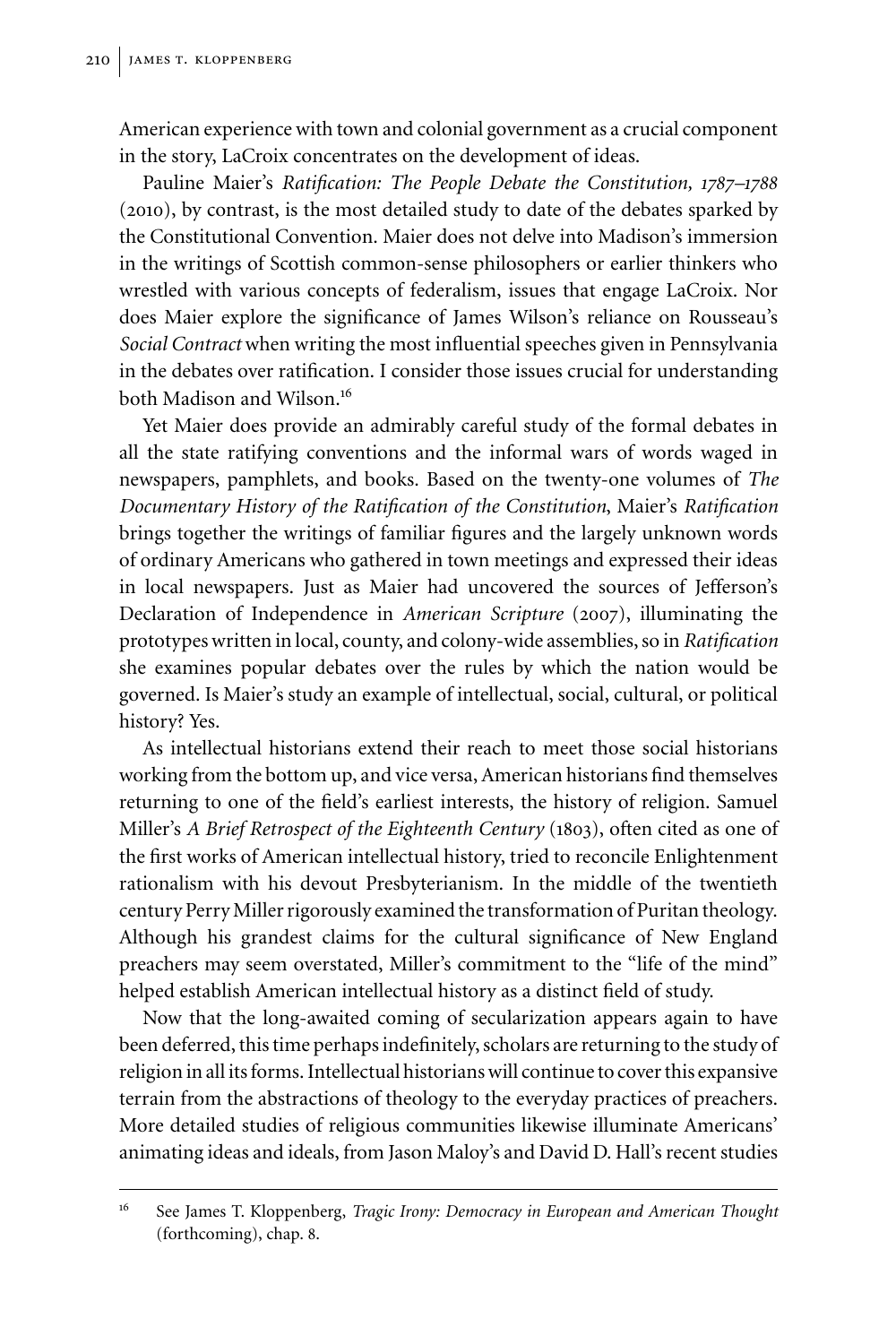American experience with town and colonial government as a crucial component in the story, LaCroix concentrates on the development of ideas.

Pauline Maier's *Ratification: The People Debate the Constitution, 1787–1788* (2010), by contrast, is the most detailed study to date of the debates sparked by the Constitutional Convention. Maier does not delve into Madison's immersion in the writings of Scottish common-sense philosophers or earlier thinkers who wrestled with various concepts of federalism, issues that engage LaCroix. Nor does Maier explore the significance of James Wilson's reliance on Rousseau's *Social Contract* when writing the most influential speeches given in Pennsylvania in the debates over ratification. I consider those issues crucial for understanding both Madison and Wilson.[16]

Yet Maier does provide an admirably careful study of the formal debates in all the state ratifying conventions and the informal wars of words waged in newspapers, pamphlets, and books. Based on the twenty-one volumes of *The Documentary History of the Ratification of the Constitution*, Maier's *Ratification* brings together the writings of familiar figures and the largely unknown words of ordinary Americans who gathered in town meetings and expressed their ideas in local newspapers. Just as Maier had uncovered the sources of Jefferson's Declaration of Independence in *American Scripture* (2007), illuminating the prototypes written in local, county, and colony-wide assemblies, so in *Ratification* she examines popular debates over the rules by which the nation would be governed. Is Maier's study an example of intellectual, social, cultural, or political history? Yes.

As intellectual historians extend their reach to meet those social historians working from the bottom up, and vice versa, American historians find themselves returning to one of the field's earliest interests, the history of religion. Samuel Miller's *A Brief Retrospect of the Eighteenth Century* (1803), often cited as one of the first works of American intellectual history, tried to reconcile Enlightenment rationalism with his devout Presbyterianism. In the middle of the twentieth century Perry Miller rigorously examined the transformation of Puritan theology. Although his grandest claims for the cultural significance of New England preachers may seem overstated, Miller's commitment to the "life of the mind" helped establish American intellectual history as a distinct field of study.

Now that the long-awaited coming of secularization appears again to have been deferred, this time perhaps indefinitely, scholars are returning to the study of religion in all its forms. Intellectual historians will continue to cover this expansive terrain from the abstractions of theology to the everyday practices of preachers. More detailed studies of religious communities likewise illuminate Americans' animating ideas and ideals, from Jason Maloy's and David D. Hall's recent studies

---

[16] See James T. Kloppenberg, *Tragic Irony: Democracy in European and American Thought* (forthcoming), chap. 8.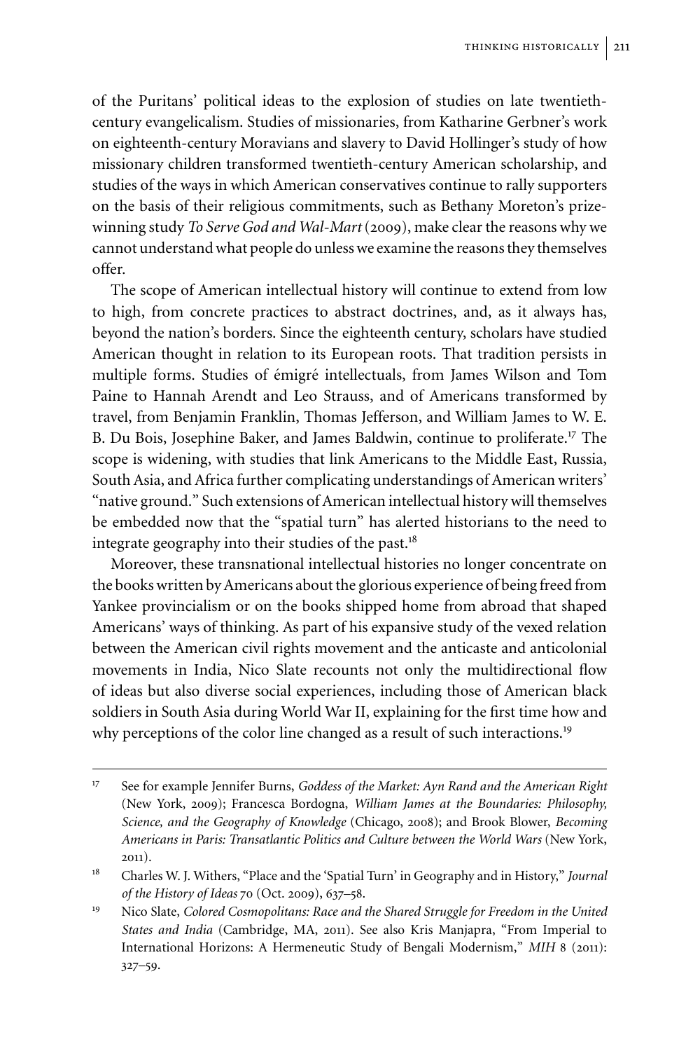of the Puritans' political ideas to the explosion of studies on late twentieth-century evangelicalism. Studies of missionaries, from Katharine Gerbner's work on eighteenth-century Moravians and slavery to David Hollinger's study of how missionary children transformed twentieth-century American scholarship, and studies of the ways in which American conservatives continue to rally supporters on the basis of their religious commitments, such as Bethany Moreton's prize-winning study *To Serve God and Wal-Mart* (2009), make clear the reasons why we cannot understand what people do unless we examine the reasons they themselves offer.

The scope of American intellectual history will continue to extend from low to high, from concrete practices to abstract doctrines, and, as it always has, beyond the nation's borders. Since the eighteenth century, scholars have studied American thought in relation to its European roots. That tradition persists in multiple forms. Studies of émigré intellectuals, from James Wilson and Tom Paine to Hannah Arendt and Leo Strauss, and of Americans transformed by travel, from Benjamin Franklin, Thomas Jefferson, and William James to W. E. B. Du Bois, Josephine Baker, and James Baldwin, continue to proliferate.[17] The scope is widening, with studies that link Americans to the Middle East, Russia, South Asia, and Africa further complicating understandings of American writers' "native ground." Such extensions of American intellectual history will themselves be embedded now that the "spatial turn" has alerted historians to the need to integrate geography into their studies of the past.[18]

Moreover, these transnational intellectual histories no longer concentrate on the books written by Americans about the glorious experience of being freed from Yankee provincialism or on the books shipped home from abroad that shaped Americans' ways of thinking. As part of his expansive study of the vexed relation between the American civil rights movement and the anticaste and anticolonial movements in India, Nico Slate recounts not only the multidirectional flow of ideas but also diverse social experiences, including those of American black soldiers in South Asia during World War II, explaining for the first time how and why perceptions of the color line changed as a result of such interactions.[19]

---

[17] See for example Jennifer Burns, *Goddess of the Market: Ayn Rand and the American Right* (New York, 2009); Francesca Bordogna, *William James at the Boundaries: Philosophy, Science, and the Geography of Knowledge* (Chicago, 2008); and Brook Blower, *Becoming Americans in Paris: Transatlantic Politics and Culture between the World Wars* (New York, 2011).

[18] Charles W. J. Withers, "Place and the 'Spatial Turn' in Geography and in History," *Journal of the History of Ideas* 70 (Oct. 2009), 637–58.

[19] Nico Slate, *Colored Cosmopolitans: Race and the Shared Struggle for Freedom in the United States and India* (Cambridge, MA, 2011). See also Kris Manjapra, "From Imperial to International Horizons: A Hermeneutic Study of Bengali Modernism," *MIH* 8 (2011): 327–59.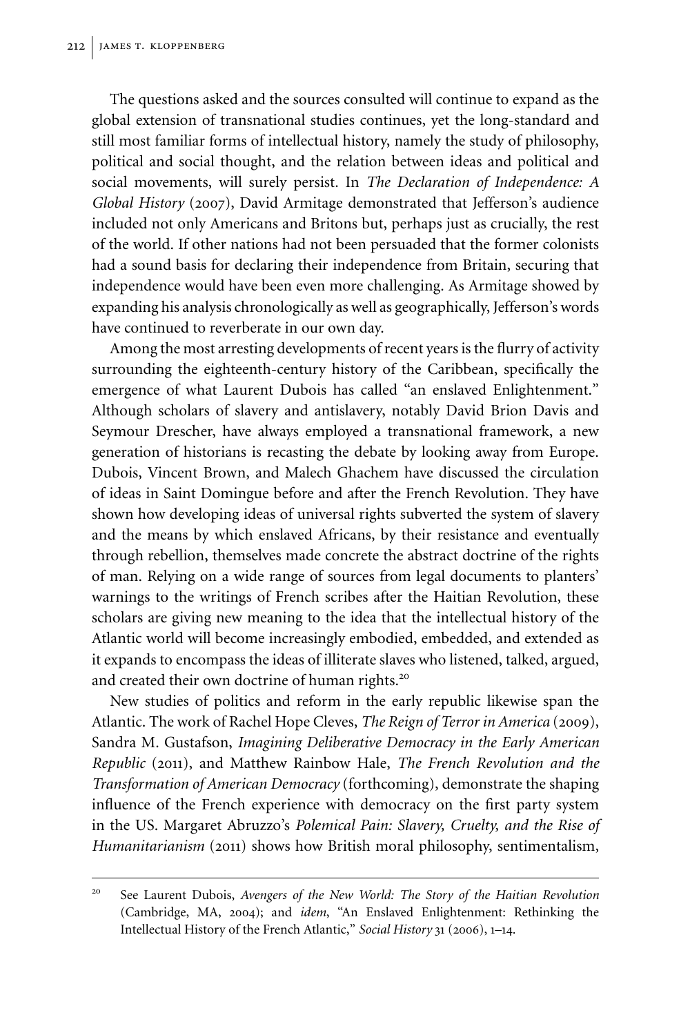The questions asked and the sources consulted will continue to expand as the global extension of transnational studies continues, yet the long-standard and still most familiar forms of intellectual history, namely the study of philosophy, political and social thought, and the relation between ideas and political and social movements, will surely persist. In *The Declaration of Independence: A Global History* (2007), David Armitage demonstrated that Jefferson's audience included not only Americans and Britons but, perhaps just as crucially, the rest of the world. If other nations had not been persuaded that the former colonists had a sound basis for declaring their independence from Britain, securing that independence would have been even more challenging. As Armitage showed by expanding his analysis chronologically as well as geographically, Jefferson's words have continued to reverberate in our own day.

Among the most arresting developments of recent years is the flurry of activity surrounding the eighteenth-century history of the Caribbean, specifically the emergence of what Laurent Dubois has called "an enslaved Enlightenment." Although scholars of slavery and antislavery, notably David Brion Davis and Seymour Drescher, have always employed a transnational framework, a new generation of historians is recasting the debate by looking away from Europe. Dubois, Vincent Brown, and Malech Ghachem have discussed the circulation of ideas in Saint Domingue before and after the French Revolution. They have shown how developing ideas of universal rights subverted the system of slavery and the means by which enslaved Africans, by their resistance and eventually through rebellion, themselves made concrete the abstract doctrine of the rights of man. Relying on a wide range of sources from legal documents to planters' warnings to the writings of French scribes after the Haitian Revolution, these scholars are giving new meaning to the idea that the intellectual history of the Atlantic world will become increasingly embodied, embedded, and extended as it expands to encompass the ideas of illiterate slaves who listened, talked, argued, and created their own doctrine of human rights.[20]

New studies of politics and reform in the early republic likewise span the Atlantic. The work of Rachel Hope Cleves, *The Reign of Terror in America* (2009), Sandra M. Gustafson, *Imagining Deliberative Democracy in the Early American Republic* (2011), and Matthew Rainbow Hale, *The French Revolution and the Transformation of American Democracy* (forthcoming), demonstrate the shaping influence of the French experience with democracy on the first party system in the US. Margaret Abruzzo's *Polemical Pain: Slavery, Cruelty, and the Rise of Humanitarianism* (2011) shows how British moral philosophy, sentimentalism,

[20] See Laurent Dubois, *Avengers of the New World: The Story of the Haitian Revolution* (Cambridge, MA, 2004); and *idem*, "An Enslaved Enlightenment: Rethinking the Intellectual History of the French Atlantic," *Social History* 31 (2006), 1–14.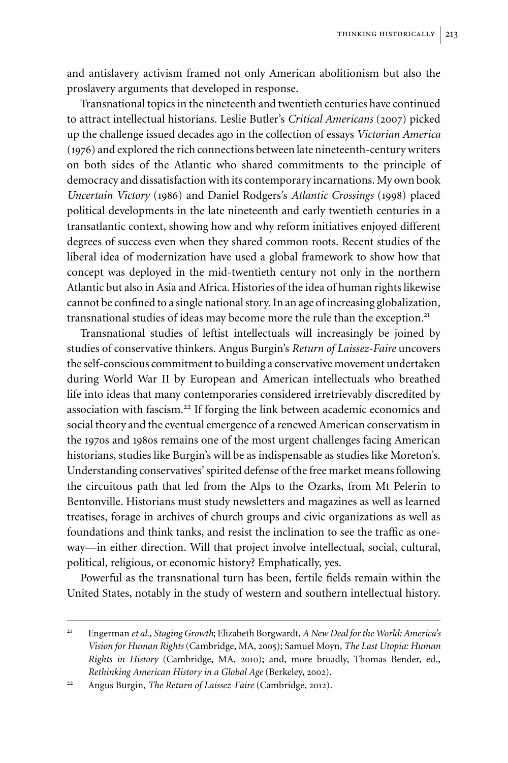and antislavery activism framed not only American abolitionism but also the proslavery arguments that developed in response.

Transnational topics in the nineteenth and twentieth centuries have continued to attract intellectual historians. Leslie Butler's *Critical Americans* (2007) picked up the challenge issued decades ago in the collection of essays *Victorian America* (1976) and explored the rich connections between late nineteenth-century writers on both sides of the Atlantic who shared commitments to the principle of democracy and dissatisfaction with its contemporary incarnations. My own book *Uncertain Victory* (1986) and Daniel Rodgers's *Atlantic Crossings* (1998) placed political developments in the late nineteenth and early twentieth centuries in a transatlantic context, showing how and why reform initiatives enjoyed different degrees of success even when they shared common roots. Recent studies of the liberal idea of modernization have used a global framework to show how that concept was deployed in the mid-twentieth century not only in the northern Atlantic but also in Asia and Africa. Histories of the idea of human rights likewise cannot be confined to a single national story. In an age of increasing globalization, transnational studies of ideas may become more the rule than the exception.[21]

Transnational studies of leftist intellectuals will increasingly be joined by studies of conservative thinkers. Angus Burgin's *Return of Laissez-Faire* uncovers the self-conscious commitment to building a conservative movement undertaken during World War II by European and American intellectuals who breathed life into ideas that many contemporaries considered irretrievably discredited by association with fascism.[22] If forging the link between academic economics and social theory and the eventual emergence of a renewed American conservatism in the 1970s and 1980s remains one of the most urgent challenges facing American historians, studies like Burgin's will be as indispensable as studies like Moreton's. Understanding conservatives' spirited defense of the free market means following the circuitous path that led from the Alps to the Ozarks, from Mt Pelerin to Bentonville. Historians must study newsletters and magazines as well as learned treatises, forage in archives of church groups and civic organizations as well as foundations and think tanks, and resist the inclination to see the traffic as one-way—in either direction. Will that project involve intellectual, social, cultural, political, religious, or economic history? Emphatically, yes.

Powerful as the transnational turn has been, fertile fields remain within the United States, notably in the study of western and southern intellectual history.

---

[21] Engerman *et al.*, *Staging Growth*; Elizabeth Borgwardt, *A New Deal for the World: America's Vision for Human Rights* (Cambridge, MA, 2005); Samuel Moyn, *The Last Utopia: Human Rights in History* (Cambridge, MA, 2010); and, more broadly, Thomas Bender, ed., *Rethinking American History in a Global Age* (Berkeley, 2002).

[22] Angus Burgin, *The Return of Laissez-Faire* (Cambridge, 2012).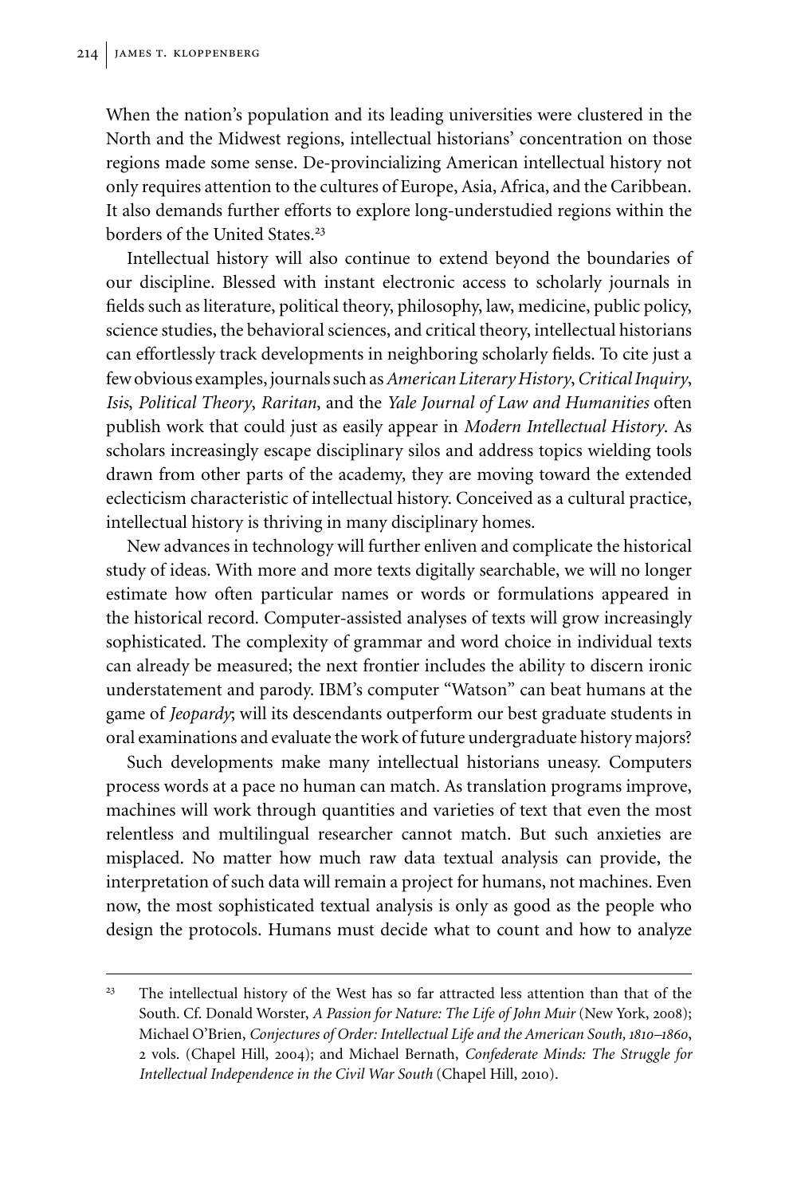When the nation's population and its leading universities were clustered in the North and the Midwest regions, intellectual historians' concentration on those regions made some sense. De-provincializing American intellectual history not only requires attention to the cultures of Europe, Asia, Africa, and the Caribbean. It also demands further efforts to explore long-understudied regions within the borders of the United States.[23]

Intellectual history will also continue to extend beyond the boundaries of our discipline. Blessed with instant electronic access to scholarly journals in fields such as literature, political theory, philosophy, law, medicine, public policy, science studies, the behavioral sciences, and critical theory, intellectual historians can effortlessly track developments in neighboring scholarly fields. To cite just a few obvious examples, journals such as *American Literary History*, *Critical Inquiry*, *Isis*, *Political Theory*, *Raritan*, and the *Yale Journal of Law and Humanities* often publish work that could just as easily appear in *Modern Intellectual History*. As scholars increasingly escape disciplinary silos and address topics wielding tools drawn from other parts of the academy, they are moving toward the extended eclecticism characteristic of intellectual history. Conceived as a cultural practice, intellectual history is thriving in many disciplinary homes.

New advances in technology will further enliven and complicate the historical study of ideas. With more and more texts digitally searchable, we will no longer estimate how often particular names or words or formulations appeared in the historical record. Computer-assisted analyses of texts will grow increasingly sophisticated. The complexity of grammar and word choice in individual texts can already be measured; the next frontier includes the ability to discern ironic understatement and parody. IBM's computer "Watson" can beat humans at the game of *Jeopardy*; will its descendants outperform our best graduate students in oral examinations and evaluate the work of future undergraduate history majors?

Such developments make many intellectual historians uneasy. Computers process words at a pace no human can match. As translation programs improve, machines will work through quantities and varieties of text that even the most relentless and multilingual researcher cannot match. But such anxieties are misplaced. No matter how much raw data textual analysis can provide, the interpretation of such data will remain a project for humans, not machines. Even now, the most sophisticated textual analysis is only as good as the people who design the protocols. Humans must decide what to count and how to analyze

---

[23] The intellectual history of the West has so far attracted less attention than that of the South. Cf. Donald Worster, *A Passion for Nature: The Life of John Muir* (New York, 2008); Michael O'Brien, *Conjectures of Order: Intellectual Life and the American South, 1810–1860*, 2 vols. (Chapel Hill, 2004); and Michael Bernath, *Confederate Minds: The Struggle for Intellectual Independence in the Civil War South* (Chapel Hill, 2010).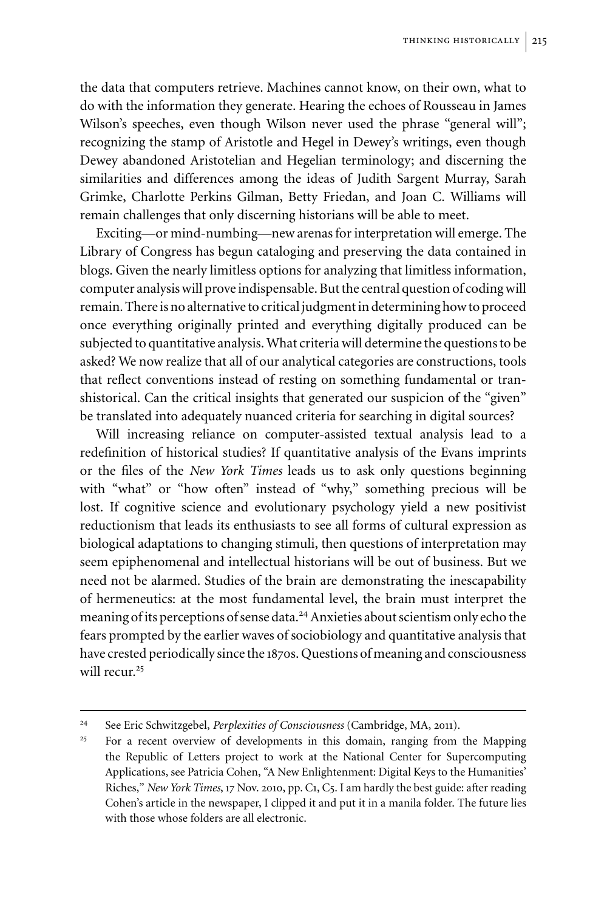the data that computers retrieve. Machines cannot know, on their own, what to do with the information they generate. Hearing the echoes of Rousseau in James Wilson's speeches, even though Wilson never used the phrase "general will"; recognizing the stamp of Aristotle and Hegel in Dewey's writings, even though Dewey abandoned Aristotelian and Hegelian terminology; and discerning the similarities and differences among the ideas of Judith Sargent Murray, Sarah Grimke, Charlotte Perkins Gilman, Betty Friedan, and Joan C. Williams will remain challenges that only discerning historians will be able to meet.

Exciting—or mind-numbing—new arenas for interpretation will emerge. The Library of Congress has begun cataloging and preserving the data contained in blogs. Given the nearly limitless options for analyzing that limitless information, computer analysis will prove indispensable. But the central question of coding will remain. There is no alternative to critical judgment in determining how to proceed once everything originally printed and everything digitally produced can be subjected to quantitative analysis. What criteria will determine the questions to be asked? We now realize that all of our analytical categories are constructions, tools that reflect conventions instead of resting on something fundamental or transhistorical. Can the critical insights that generated our suspicion of the "given" be translated into adequately nuanced criteria for searching in digital sources?

Will increasing reliance on computer-assisted textual analysis lead to a redefinition of historical studies? If quantitative analysis of the Evans imprints or the files of the *New York Times* leads us to ask only questions beginning with "what" or "how often" instead of "why," something precious will be lost. If cognitive science and evolutionary psychology yield a new positivist reductionism that leads its enthusiasts to see all forms of cultural expression as biological adaptations to changing stimuli, then questions of interpretation may seem epiphenomenal and intellectual historians will be out of business. But we need not be alarmed. Studies of the brain are demonstrating the inescapability of hermeneutics: at the most fundamental level, the brain must interpret the meaning of its perceptions of sense data.[24] Anxieties about scientism only echo the fears prompted by the earlier waves of sociobiology and quantitative analysis that have crested periodically since the 1870s. Questions of meaning and consciousness will recur.[25]

---

[24] See Eric Schwitzgebel, *Perplexities of Consciousness* (Cambridge, MA, 2011).

[25] For a recent overview of developments in this domain, ranging from the Mapping the Republic of Letters project to work at the National Center for Supercomputing Applications, see Patricia Cohen, "A New Enlightenment: Digital Keys to the Humanities' Riches," *New York Times*, 17 Nov. 2010, pp. C1, C5. I am hardly the best guide: after reading Cohen's article in the newspaper, I clipped it and put it in a manila folder. The future lies with those whose folders are all electronic.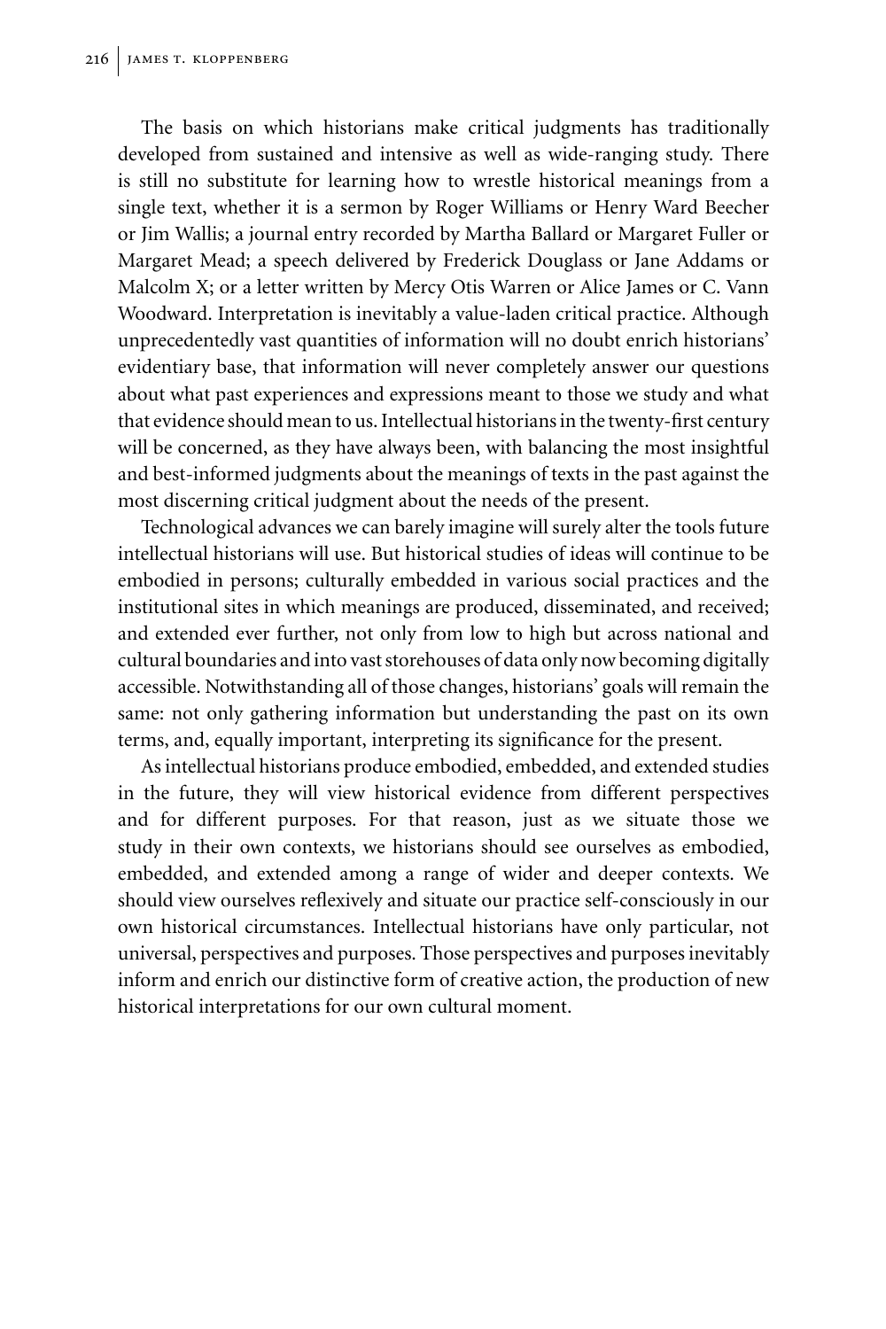The basis on which historians make critical judgments has traditionally developed from sustained and intensive as well as wide-ranging study. There is still no substitute for learning how to wrestle historical meanings from a single text, whether it is a sermon by Roger Williams or Henry Ward Beecher or Jim Wallis; a journal entry recorded by Martha Ballard or Margaret Fuller or Margaret Mead; a speech delivered by Frederick Douglass or Jane Addams or Malcolm X; or a letter written by Mercy Otis Warren or Alice James or C. Vann Woodward. Interpretation is inevitably a value-laden critical practice. Although unprecedentedly vast quantities of information will no doubt enrich historians' evidentiary base, that information will never completely answer our questions about what past experiences and expressions meant to those we study and what that evidence should mean to us. Intellectual historians in the twenty-first century will be concerned, as they have always been, with balancing the most insightful and best-informed judgments about the meanings of texts in the past against the most discerning critical judgment about the needs of the present.

Technological advances we can barely imagine will surely alter the tools future intellectual historians will use. But historical studies of ideas will continue to be embodied in persons; culturally embedded in various social practices and the institutional sites in which meanings are produced, disseminated, and received; and extended ever further, not only from low to high but across national and cultural boundaries and into vast storehouses of data only now becoming digitally accessible. Notwithstanding all of those changes, historians' goals will remain the same: not only gathering information but understanding the past on its own terms, and, equally important, interpreting its significance for the present.

As intellectual historians produce embodied, embedded, and extended studies in the future, they will view historical evidence from different perspectives and for different purposes. For that reason, just as we situate those we study in their own contexts, we historians should see ourselves as embodied, embedded, and extended among a range of wider and deeper contexts. We should view ourselves reflexively and situate our practice self-consciously in our own historical circumstances. Intellectual historians have only particular, not universal, perspectives and purposes. Those perspectives and purposes inevitably inform and enrich our distinctive form of creative action, the production of new historical interpretations for our own cultural moment.